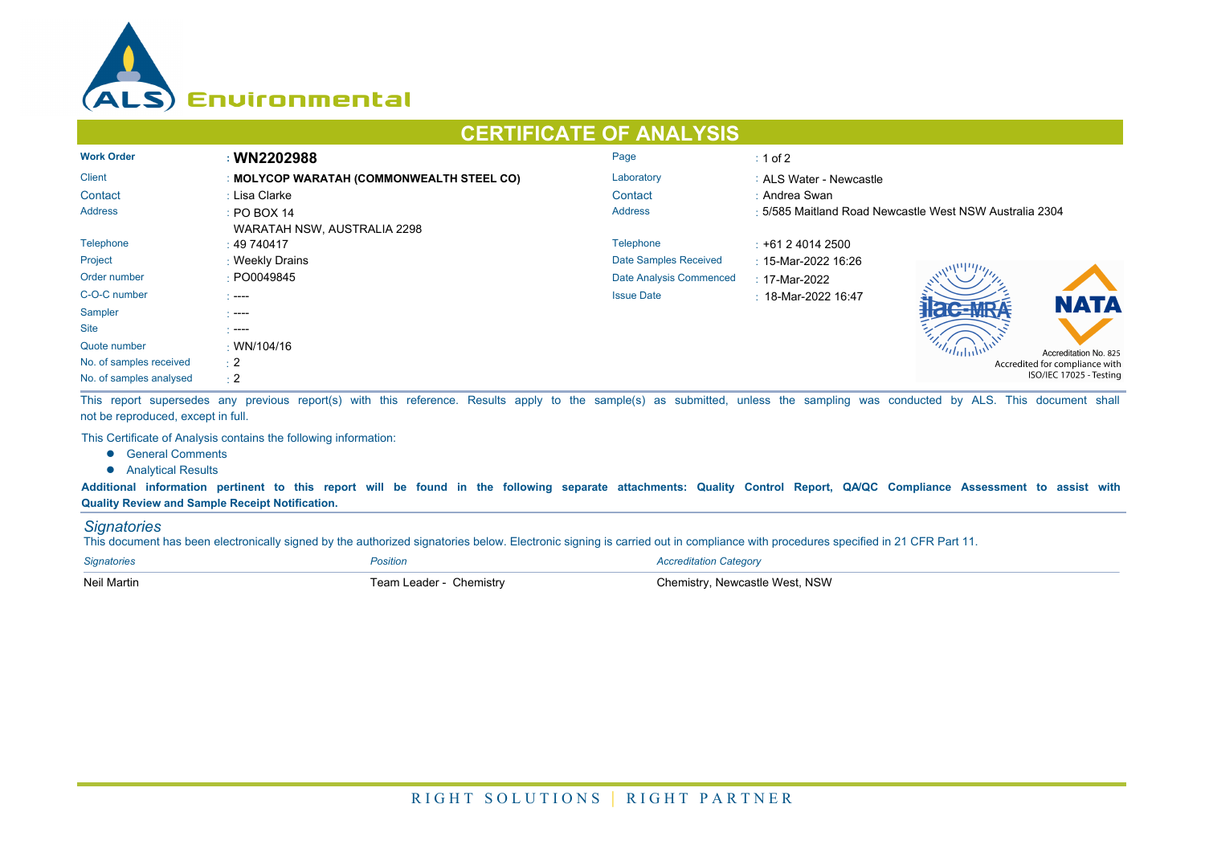ALS Environmental

# CERTIFICATE OF ANALYSIS

| | | | |
|---|---|---|---|
| **Work Order** | : **WN2202988** | Page | : 1 of 2 |
| Client | : **MOLYCOP WARATAH (COMMONWEALTH STEEL CO)** | Laboratory | : ALS Water - Newcastle |
| Contact | : Lisa Clarke | Contact | : Andrea Swan |
| Address | : PO BOX 14<br>WARATAH NSW, AUSTRALIA 2298 | Address | : 5/585 Maitland Road Newcastle West NSW Australia 2304 |
| Telephone | : 49 740417 | Telephone | : +61 2 4014 2500 |
| Project | : Weekly Drains | Date Samples Received | : 15-Mar-2022 16:26 |
| Order number | : PO0049845 | Date Analysis Commenced | : 17-Mar-2022 |
| C-O-C number | : ---- | Issue Date | : 18-Mar-2022 16:47 |
| Sampler | : ---- | | |
| Site | : ---- | | |
| Quote number | : WN/104/16 | | |
| No. of samples received | : 2 | | |
| No. of samples analysed | : 2 | | |

ilac-MRA NATA
Accreditation No. 825
Accredited for compliance with
ISO/IEC 17025 - Testing

This report supersedes any previous report(s) with this reference. Results apply to the sample(s) as submitted, unless the sampling was conducted by ALS. This document shall not be reproduced, except in full.

This Certificate of Analysis contains the following information:

- General Comments
- Analytical Results

**Additional information pertinent to this report will be found in the following separate attachments: Quality Control Report, QA/QC Compliance Assessment to assist with Quality Review and Sample Receipt Notification.**

## *Signatories*

This document has been electronically signed by the authorized signatories below. Electronic signing is carried out in compliance with procedures specified in 21 CFR Part 11.

| *Signatories* | *Position* | *Accreditation Category* |
|---|---|---|
| Neil Martin | Team Leader - Chemistry | Chemistry, Newcastle West, NSW |

RIGHT SOLUTIONS | RIGHT PARTNER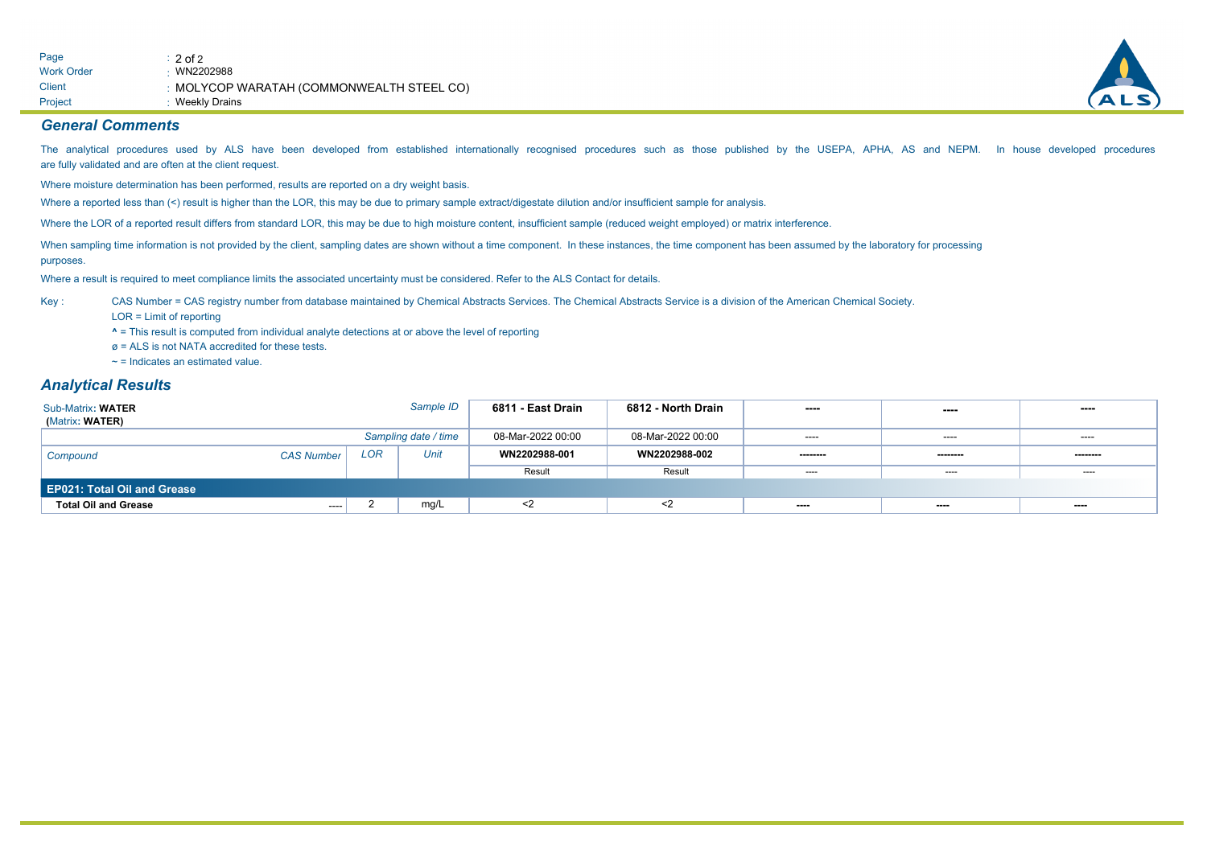## General Comments

The analytical procedures used by ALS have been developed from established internationally recognised procedures such as those published by the USEPA, APHA, AS and NEPM. In house developed procedures are fully validated and are often at the client request.

Where moisture determination has been performed, results are reported on a dry weight basis.

Where a reported less than (<) result is higher than the LOR, this may be due to primary sample extract/digestate dilution and/or insufficient sample for analysis.

Where the LOR of a reported result differs from standard LOR, this may be due to high moisture content, insufficient sample (reduced weight employed) or matrix interference.

When sampling time information is not provided by the client, sampling dates are shown without a time component. In these instances, the time component has been assumed by the laboratory for processing purposes.

Where a result is required to meet compliance limits the associated uncertainty must be considered. Refer to the ALS Contact for details.

Key : CAS Number = CAS registry number from database maintained by Chemical Abstracts Services. The Chemical Abstracts Service is a division of the American Chemical Society.

LOR = Limit of reporting

^ = This result is computed from individual analyte detections at or above the level of reporting

ø = ALS is not NATA accredited for these tests.

~ = Indicates an estimated value.

## Analytical Results

| Sub-Matrix: WATER (Matrix: WATER) | | | Sample ID | 6811 - East Drain | 6812 - North Drain | ---- | ---- | ---- |
|---|---|---|---|---|---|---|---|---|
| | | | Sampling date / time | 08-Mar-2022 00:00 | 08-Mar-2022 00:00 | ---- | ---- | ---- |
| Compound | CAS Number | LOR | Unit | WN2202988-001 | WN2202988-002 | -------- | -------- | -------- |
| | | | | Result | Result | ---- | ---- | ---- |
| **EP021: Total Oil and Grease** | | | | | | | | |
| Total Oil and Grease | ---- | 2 | mg/L | <2 | <2 | ---- | ---- | ---- |